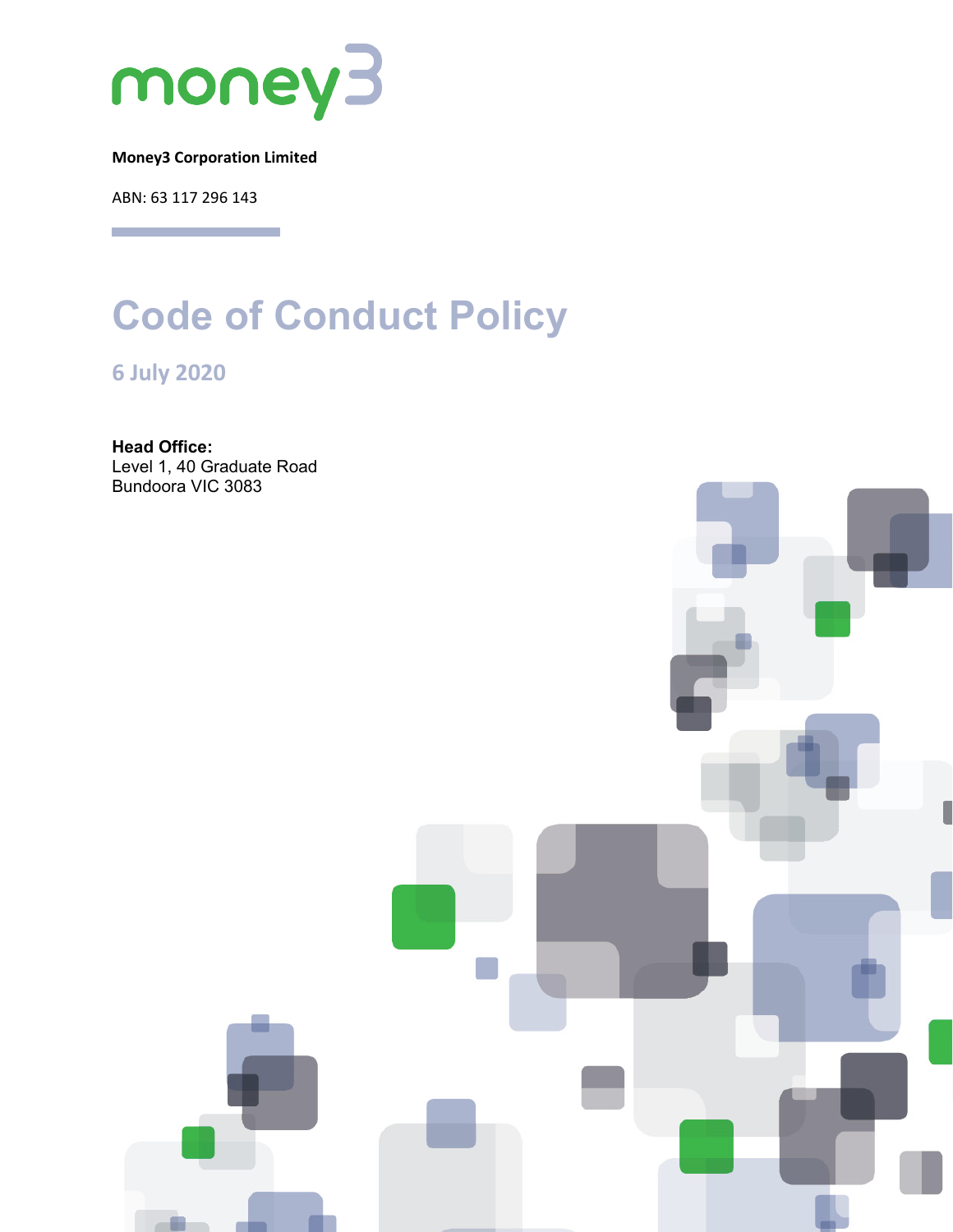money3

**Money3 Corporation Limited**

ABN: 63 117 296 143

# Code of Conduct Policy

## 6 July 2020

**Head Office:**
Level 1, 40 Graduate Road
Bundoora VIC 3083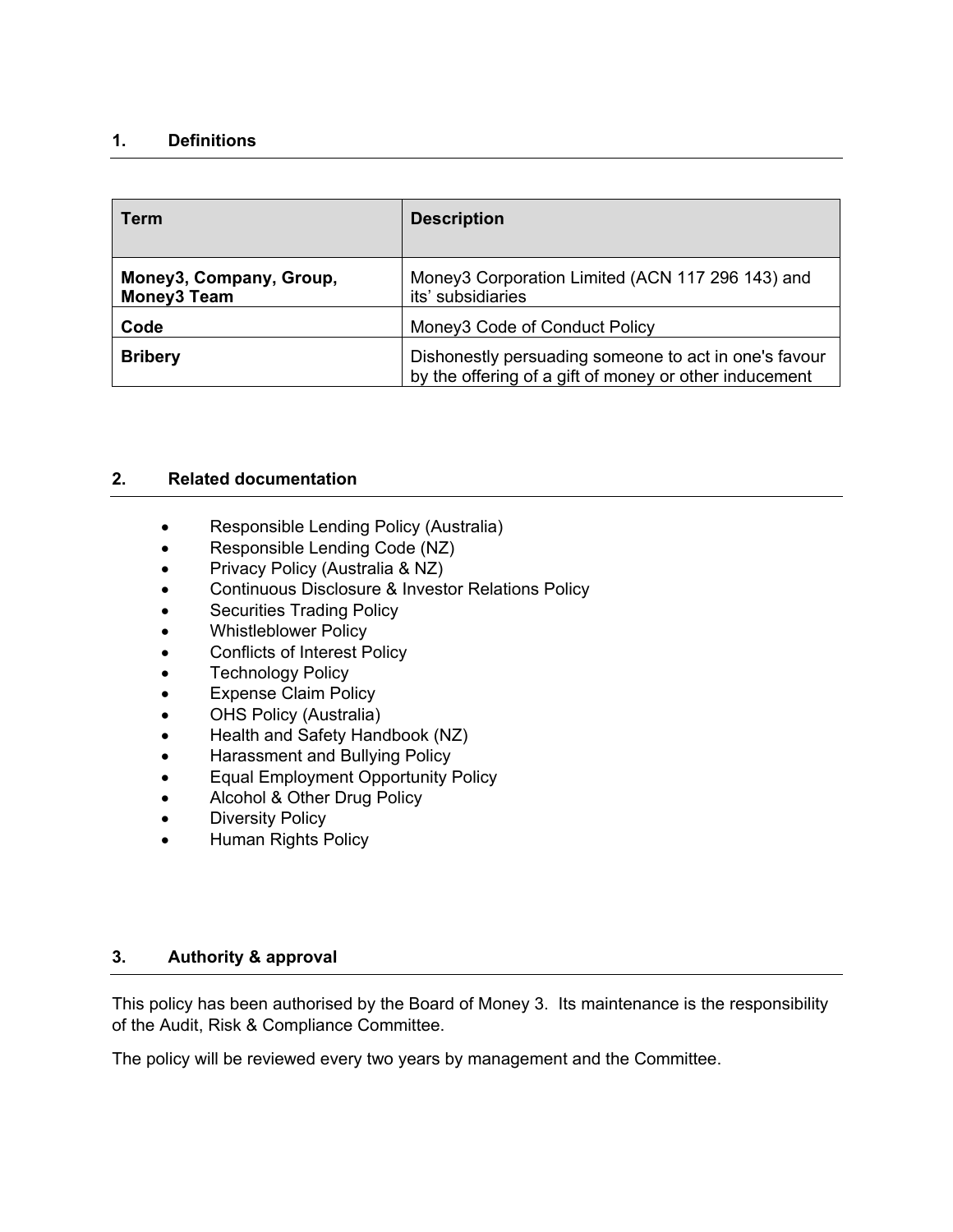## 1. Definitions

| Term | Description |
|---|---|
| **Money3, Company, Group, Money3 Team** | Money3 Corporation Limited (ACN 117 296 143) and its' subsidiaries |
| **Code** | Money3 Code of Conduct Policy |
| **Bribery** | Dishonestly persuading someone to act in one's favour by the offering of a gift of money or other inducement |

## 2. Related documentation

- Responsible Lending Policy (Australia)
- Responsible Lending Code (NZ)
- Privacy Policy (Australia & NZ)
- Continuous Disclosure & Investor Relations Policy
- Securities Trading Policy
- Whistleblower Policy
- Conflicts of Interest Policy
- Technology Policy
- Expense Claim Policy
- OHS Policy (Australia)
- Health and Safety Handbook (NZ)
- Harassment and Bullying Policy
- Equal Employment Opportunity Policy
- Alcohol & Other Drug Policy
- Diversity Policy
- Human Rights Policy

## 3. Authority & approval

This policy has been authorised by the Board of Money 3. Its maintenance is the responsibility of the Audit, Risk & Compliance Committee.

The policy will be reviewed every two years by management and the Committee.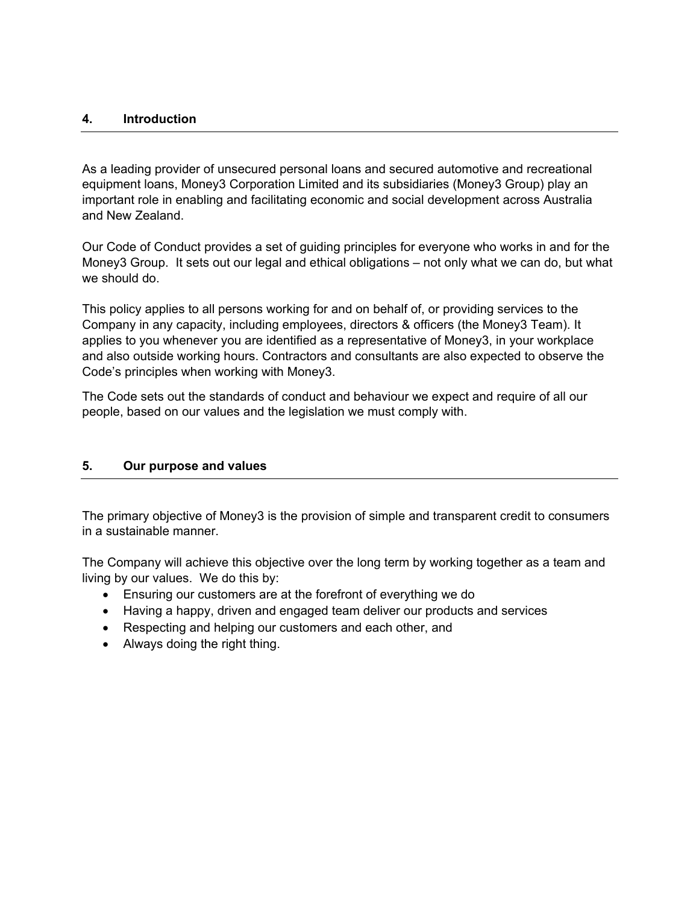## 4. Introduction

As a leading provider of unsecured personal loans and secured automotive and recreational equipment loans, Money3 Corporation Limited and its subsidiaries (Money3 Group) play an important role in enabling and facilitating economic and social development across Australia and New Zealand.

Our Code of Conduct provides a set of guiding principles for everyone who works in and for the Money3 Group. It sets out our legal and ethical obligations – not only what we can do, but what we should do.

This policy applies to all persons working for and on behalf of, or providing services to the Company in any capacity, including employees, directors & officers (the Money3 Team). It applies to you whenever you are identified as a representative of Money3, in your workplace and also outside working hours. Contractors and consultants are also expected to observe the Code's principles when working with Money3.

The Code sets out the standards of conduct and behaviour we expect and require of all our people, based on our values and the legislation we must comply with.

## 5. Our purpose and values

The primary objective of Money3 is the provision of simple and transparent credit to consumers in a sustainable manner.

The Company will achieve this objective over the long term by working together as a team and living by our values. We do this by:

- Ensuring our customers are at the forefront of everything we do
- Having a happy, driven and engaged team deliver our products and services
- Respecting and helping our customers and each other, and
- Always doing the right thing.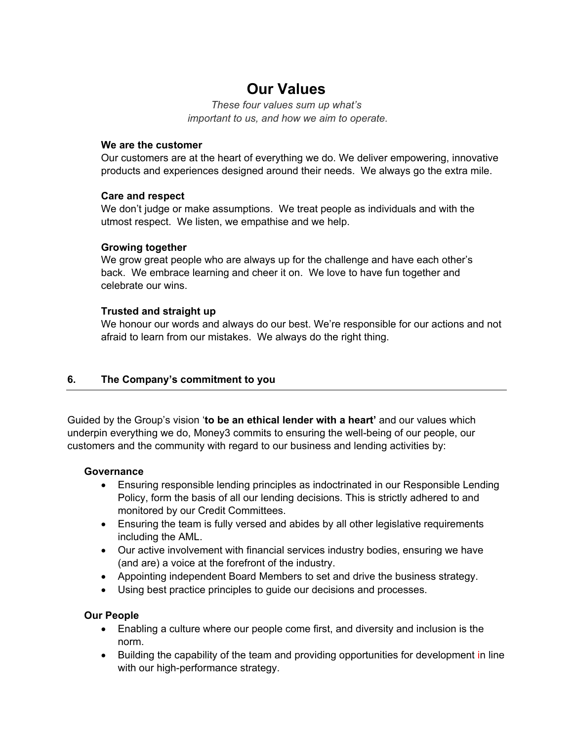# Our Values

*These four values sum up what's important to us, and how we aim to operate.*

**We are the customer**
Our customers are at the heart of everything we do. We deliver empowering, innovative products and experiences designed around their needs. We always go the extra mile.

**Care and respect**
We don't judge or make assumptions. We treat people as individuals and with the utmost respect. We listen, we empathise and we help.

**Growing together**
We grow great people who are always up for the challenge and have each other's back. We embrace learning and cheer it on. We love to have fun together and celebrate our wins.

**Trusted and straight up**
We honour our words and always do our best. We're responsible for our actions and not afraid to learn from our mistakes. We always do the right thing.

## 6. The Company's commitment to you

Guided by the Group's vision '**to be an ethical lender with a heart'** and our values which underpin everything we do, Money3 commits to ensuring the well-being of our people, our customers and the community with regard to our business and lending activities by:

**Governance**

- Ensuring responsible lending principles as indoctrinated in our Responsible Lending Policy, form the basis of all our lending decisions. This is strictly adhered to and monitored by our Credit Committees.
- Ensuring the team is fully versed and abides by all other legislative requirements including the AML.
- Our active involvement with financial services industry bodies, ensuring we have (and are) a voice at the forefront of the industry.
- Appointing independent Board Members to set and drive the business strategy.
- Using best practice principles to guide our decisions and processes.

**Our People**

- Enabling a culture where our people come first, and diversity and inclusion is the norm.
- Building the capability of the team and providing opportunities for development in line with our high-performance strategy.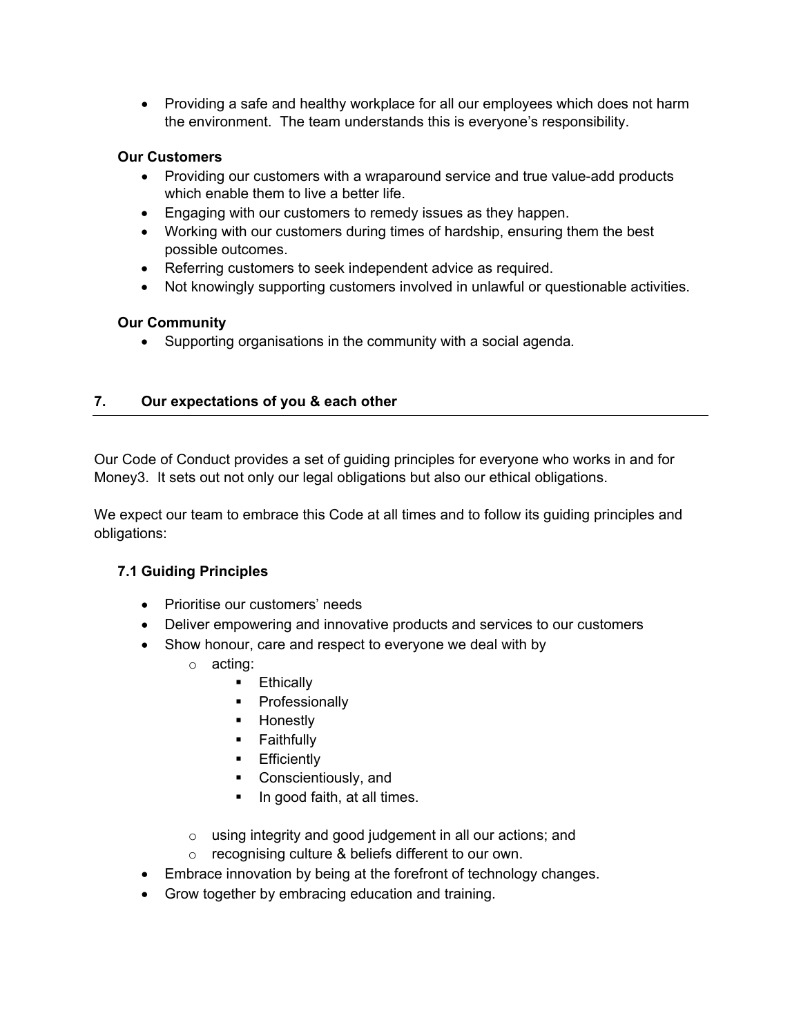- Providing a safe and healthy workplace for all our employees which does not harm the environment. The team understands this is everyone's responsibility.

**Our Customers**

- Providing our customers with a wraparound service and true value-add products which enable them to live a better life.
- Engaging with our customers to remedy issues as they happen.
- Working with our customers during times of hardship, ensuring them the best possible outcomes.
- Referring customers to seek independent advice as required.
- Not knowingly supporting customers involved in unlawful or questionable activities.

**Our Community**

- Supporting organisations in the community with a social agenda.

## 7. Our expectations of you & each other

Our Code of Conduct provides a set of guiding principles for everyone who works in and for Money3. It sets out not only our legal obligations but also our ethical obligations.

We expect our team to embrace this Code at all times and to follow its guiding principles and obligations:

### 7.1 Guiding Principles

- Prioritise our customers' needs
- Deliver empowering and innovative products and services to our customers
- Show honour, care and respect to everyone we deal with by
  - acting:
    - Ethically
    - Professionally
    - Honestly
    - Faithfully
    - Efficiently
    - Conscientiously, and
    - In good faith, at all times.
  - using integrity and good judgement in all our actions; and
  - recognising culture & beliefs different to our own.
- Embrace innovation by being at the forefront of technology changes.
- Grow together by embracing education and training.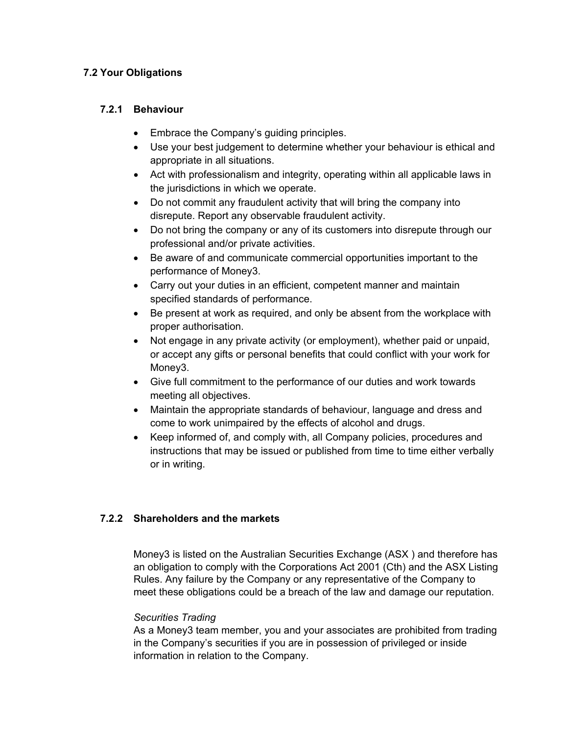## 7.2 Your Obligations

### 7.2.1 Behaviour

- Embrace the Company's guiding principles.
- Use your best judgement to determine whether your behaviour is ethical and appropriate in all situations.
- Act with professionalism and integrity, operating within all applicable laws in the jurisdictions in which we operate.
- Do not commit any fraudulent activity that will bring the company into disrepute. Report any observable fraudulent activity.
- Do not bring the company or any of its customers into disrepute through our professional and/or private activities.
- Be aware of and communicate commercial opportunities important to the performance of Money3.
- Carry out your duties in an efficient, competent manner and maintain specified standards of performance.
- Be present at work as required, and only be absent from the workplace with proper authorisation.
- Not engage in any private activity (or employment), whether paid or unpaid, or accept any gifts or personal benefits that could conflict with your work for Money3.
- Give full commitment to the performance of our duties and work towards meeting all objectives.
- Maintain the appropriate standards of behaviour, language and dress and come to work unimpaired by the effects of alcohol and drugs.
- Keep informed of, and comply with, all Company policies, procedures and instructions that may be issued or published from time to time either verbally or in writing.

### 7.2.2 Shareholders and the markets

Money3 is listed on the Australian Securities Exchange (ASX ) and therefore has an obligation to comply with the Corporations Act 2001 (Cth) and the ASX Listing Rules. Any failure by the Company or any representative of the Company to meet these obligations could be a breach of the law and damage our reputation.

*Securities Trading*
As a Money3 team member, you and your associates are prohibited from trading in the Company's securities if you are in possession of privileged or inside information in relation to the Company.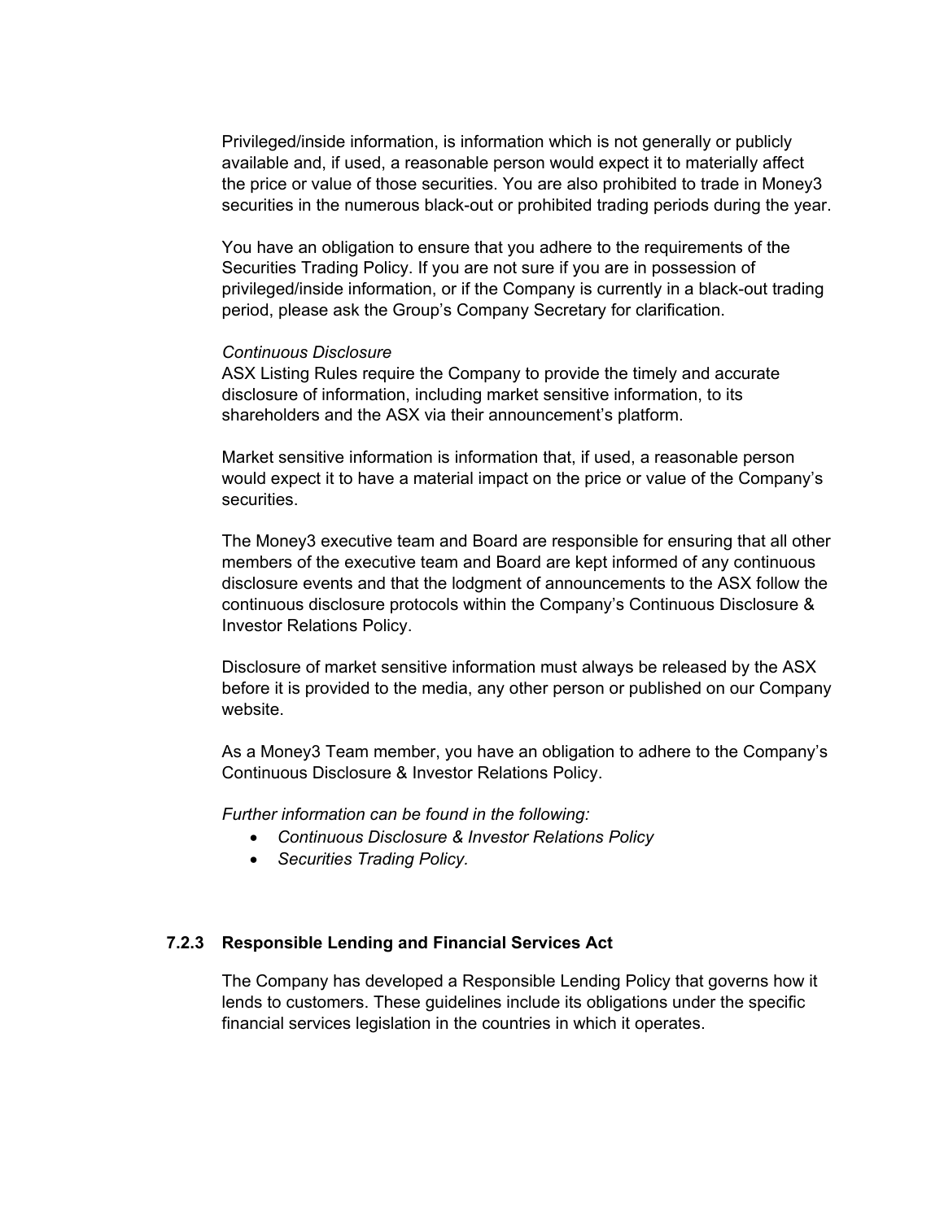Privileged/inside information, is information which is not generally or publicly available and, if used, a reasonable person would expect it to materially affect the price or value of those securities. You are also prohibited to trade in Money3 securities in the numerous black-out or prohibited trading periods during the year.

You have an obligation to ensure that you adhere to the requirements of the Securities Trading Policy. If you are not sure if you are in possession of privileged/inside information, or if the Company is currently in a black-out trading period, please ask the Group's Company Secretary for clarification.

*Continuous Disclosure*

ASX Listing Rules require the Company to provide the timely and accurate disclosure of information, including market sensitive information, to its shareholders and the ASX via their announcement's platform.

Market sensitive information is information that, if used, a reasonable person would expect it to have a material impact on the price or value of the Company's securities.

The Money3 executive team and Board are responsible for ensuring that all other members of the executive team and Board are kept informed of any continuous disclosure events and that the lodgment of announcements to the ASX follow the continuous disclosure protocols within the Company's Continuous Disclosure & Investor Relations Policy.

Disclosure of market sensitive information must always be released by the ASX before it is provided to the media, any other person or published on our Company website.

As a Money3 Team member, you have an obligation to adhere to the Company's Continuous Disclosure & Investor Relations Policy.

*Further information can be found in the following:*

- *Continuous Disclosure & Investor Relations Policy*
- *Securities Trading Policy.*

### 7.2.3 Responsible Lending and Financial Services Act

The Company has developed a Responsible Lending Policy that governs how it lends to customers. These guidelines include its obligations under the specific financial services legislation in the countries in which it operates.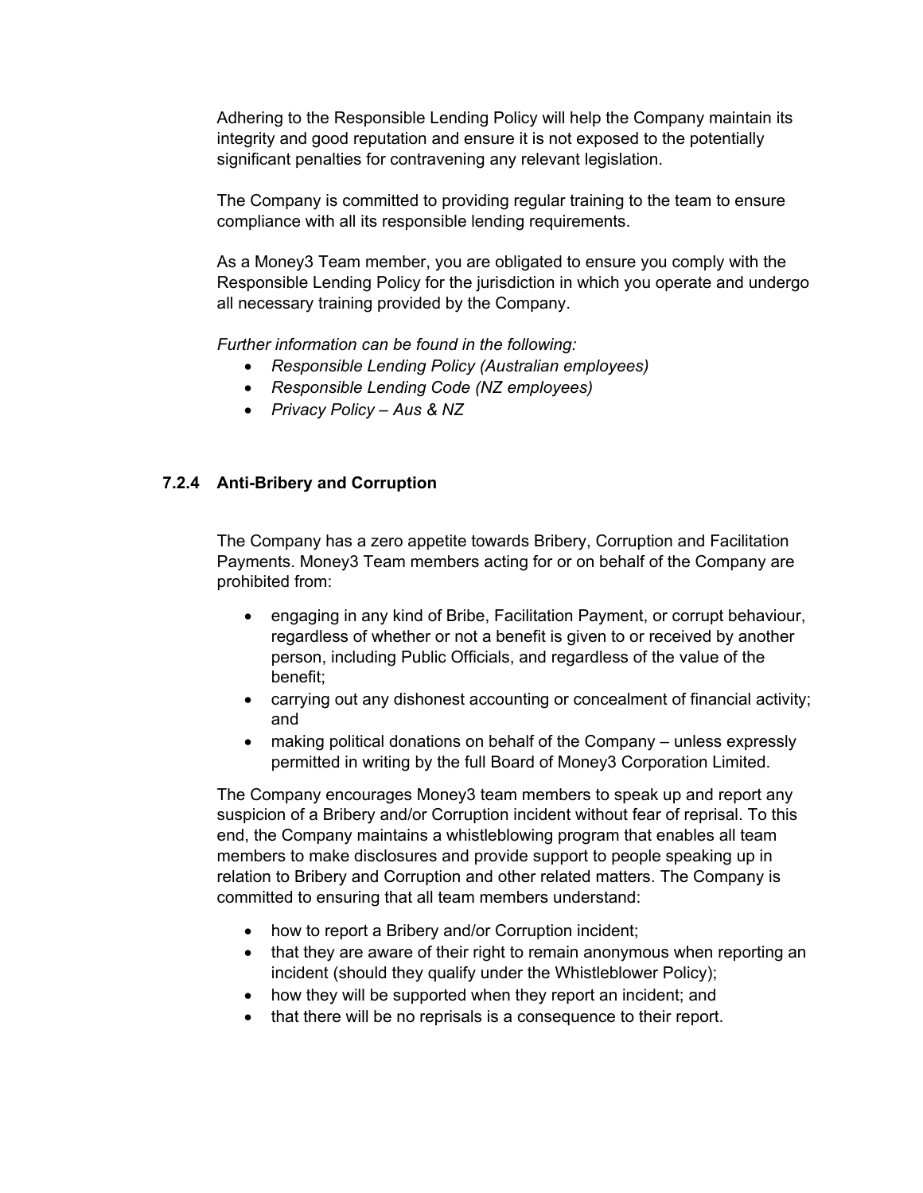Adhering to the Responsible Lending Policy will help the Company maintain its integrity and good reputation and ensure it is not exposed to the potentially significant penalties for contravening any relevant legislation.

The Company is committed to providing regular training to the team to ensure compliance with all its responsible lending requirements.

As a Money3 Team member, you are obligated to ensure you comply with the Responsible Lending Policy for the jurisdiction in which you operate and undergo all necessary training provided by the Company.

*Further information can be found in the following:*

- *Responsible Lending Policy (Australian employees)*
- *Responsible Lending Code (NZ employees)*
- *Privacy Policy – Aus & NZ*

### 7.2.4 Anti-Bribery and Corruption

The Company has a zero appetite towards Bribery, Corruption and Facilitation Payments. Money3 Team members acting for or on behalf of the Company are prohibited from:

- engaging in any kind of Bribe, Facilitation Payment, or corrupt behaviour, regardless of whether or not a benefit is given to or received by another person, including Public Officials, and regardless of the value of the benefit;
- carrying out any dishonest accounting or concealment of financial activity; and
- making political donations on behalf of the Company – unless expressly permitted in writing by the full Board of Money3 Corporation Limited.

The Company encourages Money3 team members to speak up and report any suspicion of a Bribery and/or Corruption incident without fear of reprisal. To this end, the Company maintains a whistleblowing program that enables all team members to make disclosures and provide support to people speaking up in relation to Bribery and Corruption and other related matters. The Company is committed to ensuring that all team members understand:

- how to report a Bribery and/or Corruption incident;
- that they are aware of their right to remain anonymous when reporting an incident (should they qualify under the Whistleblower Policy);
- how they will be supported when they report an incident; and
- that there will be no reprisals is a consequence to their report.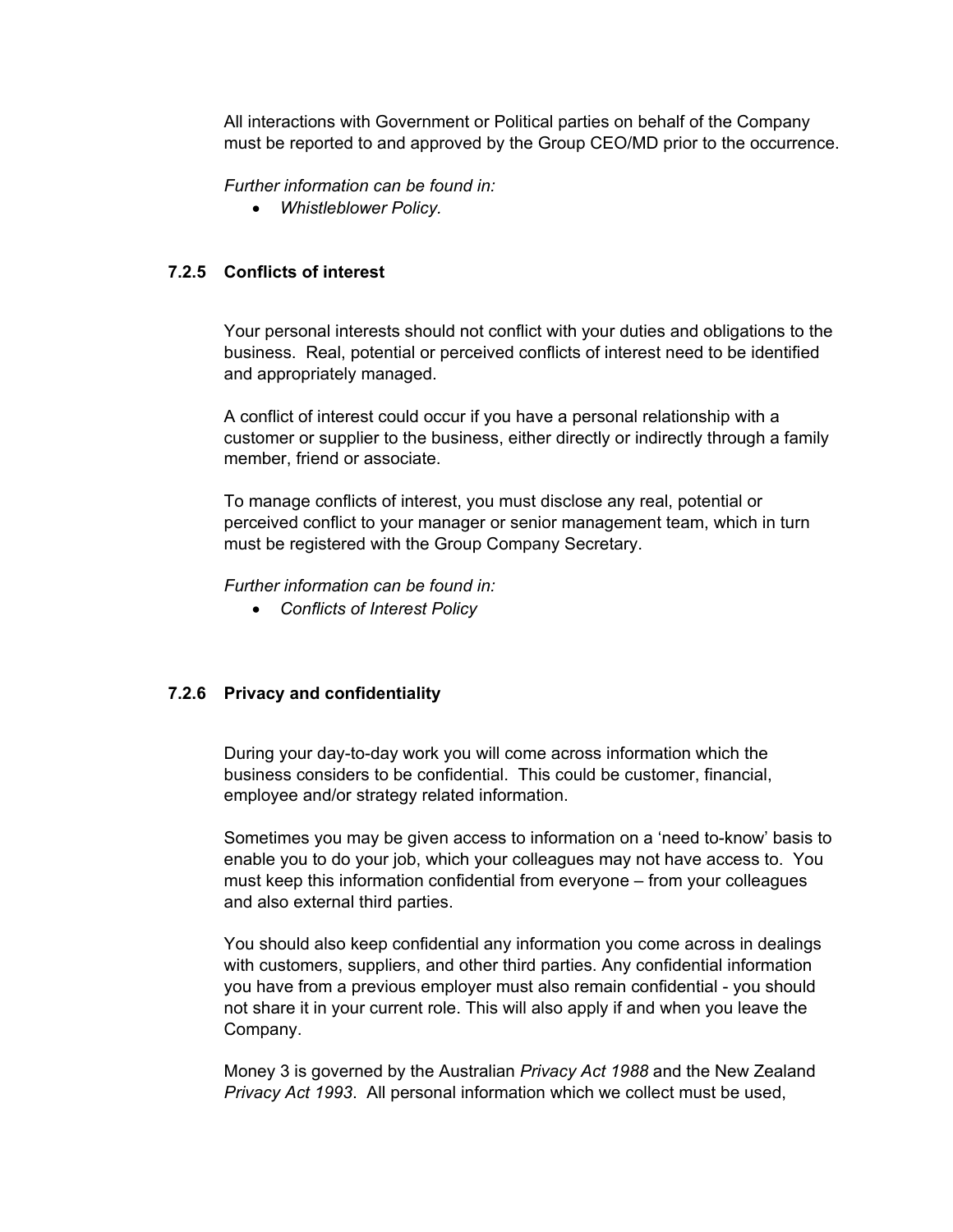All interactions with Government or Political parties on behalf of the Company must be reported to and approved by the Group CEO/MD prior to the occurrence.

*Further information can be found in:*

- *Whistleblower Policy.*

### 7.2.5 Conflicts of interest

Your personal interests should not conflict with your duties and obligations to the business. Real, potential or perceived conflicts of interest need to be identified and appropriately managed.

A conflict of interest could occur if you have a personal relationship with a customer or supplier to the business, either directly or indirectly through a family member, friend or associate.

To manage conflicts of interest, you must disclose any real, potential or perceived conflict to your manager or senior management team, which in turn must be registered with the Group Company Secretary.

*Further information can be found in:*

- *Conflicts of Interest Policy*

### 7.2.6 Privacy and confidentiality

During your day-to-day work you will come across information which the business considers to be confidential. This could be customer, financial, employee and/or strategy related information.

Sometimes you may be given access to information on a 'need to-know' basis to enable you to do your job, which your colleagues may not have access to. You must keep this information confidential from everyone – from your colleagues and also external third parties.

You should also keep confidential any information you come across in dealings with customers, suppliers, and other third parties. Any confidential information you have from a previous employer must also remain confidential - you should not share it in your current role. This will also apply if and when you leave the Company.

Money 3 is governed by the Australian *Privacy Act 1988* and the New Zealand *Privacy Act 1993*. All personal information which we collect must be used,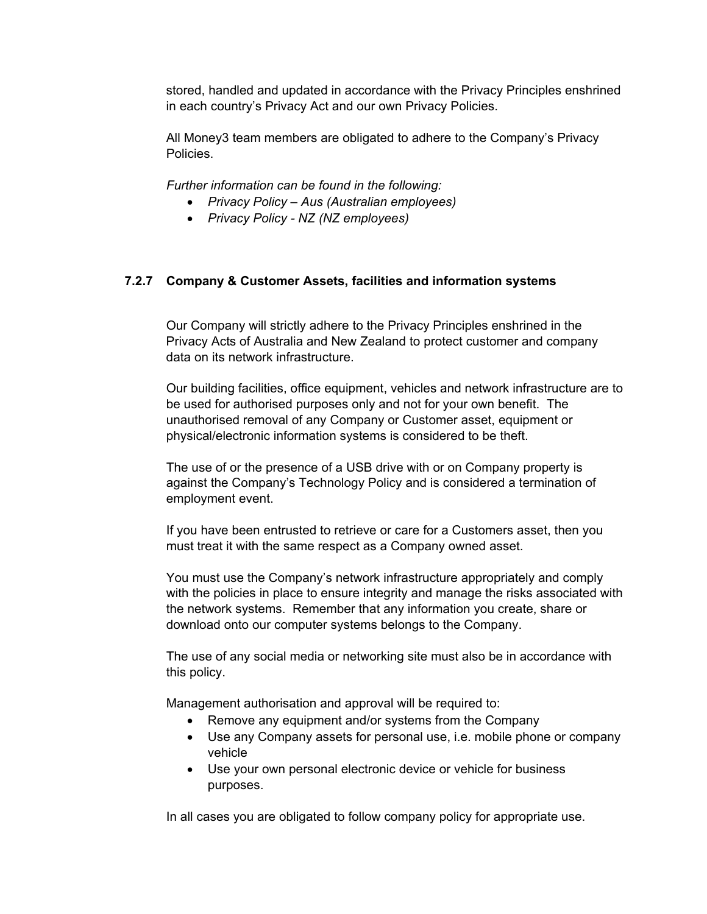stored, handled and updated in accordance with the Privacy Principles enshrined in each country's Privacy Act and our own Privacy Policies.

All Money3 team members are obligated to adhere to the Company's Privacy Policies.

*Further information can be found in the following:*

- *Privacy Policy – Aus (Australian employees)*
- *Privacy Policy - NZ (NZ employees)*

### 7.2.7 Company & Customer Assets, facilities and information systems

Our Company will strictly adhere to the Privacy Principles enshrined in the Privacy Acts of Australia and New Zealand to protect customer and company data on its network infrastructure.

Our building facilities, office equipment, vehicles and network infrastructure are to be used for authorised purposes only and not for your own benefit. The unauthorised removal of any Company or Customer asset, equipment or physical/electronic information systems is considered to be theft.

The use of or the presence of a USB drive with or on Company property is against the Company's Technology Policy and is considered a termination of employment event.

If you have been entrusted to retrieve or care for a Customers asset, then you must treat it with the same respect as a Company owned asset.

You must use the Company's network infrastructure appropriately and comply with the policies in place to ensure integrity and manage the risks associated with the network systems. Remember that any information you create, share or download onto our computer systems belongs to the Company.

The use of any social media or networking site must also be in accordance with this policy.

Management authorisation and approval will be required to:

- Remove any equipment and/or systems from the Company
- Use any Company assets for personal use, i.e. mobile phone or company vehicle
- Use your own personal electronic device or vehicle for business purposes.

In all cases you are obligated to follow company policy for appropriate use.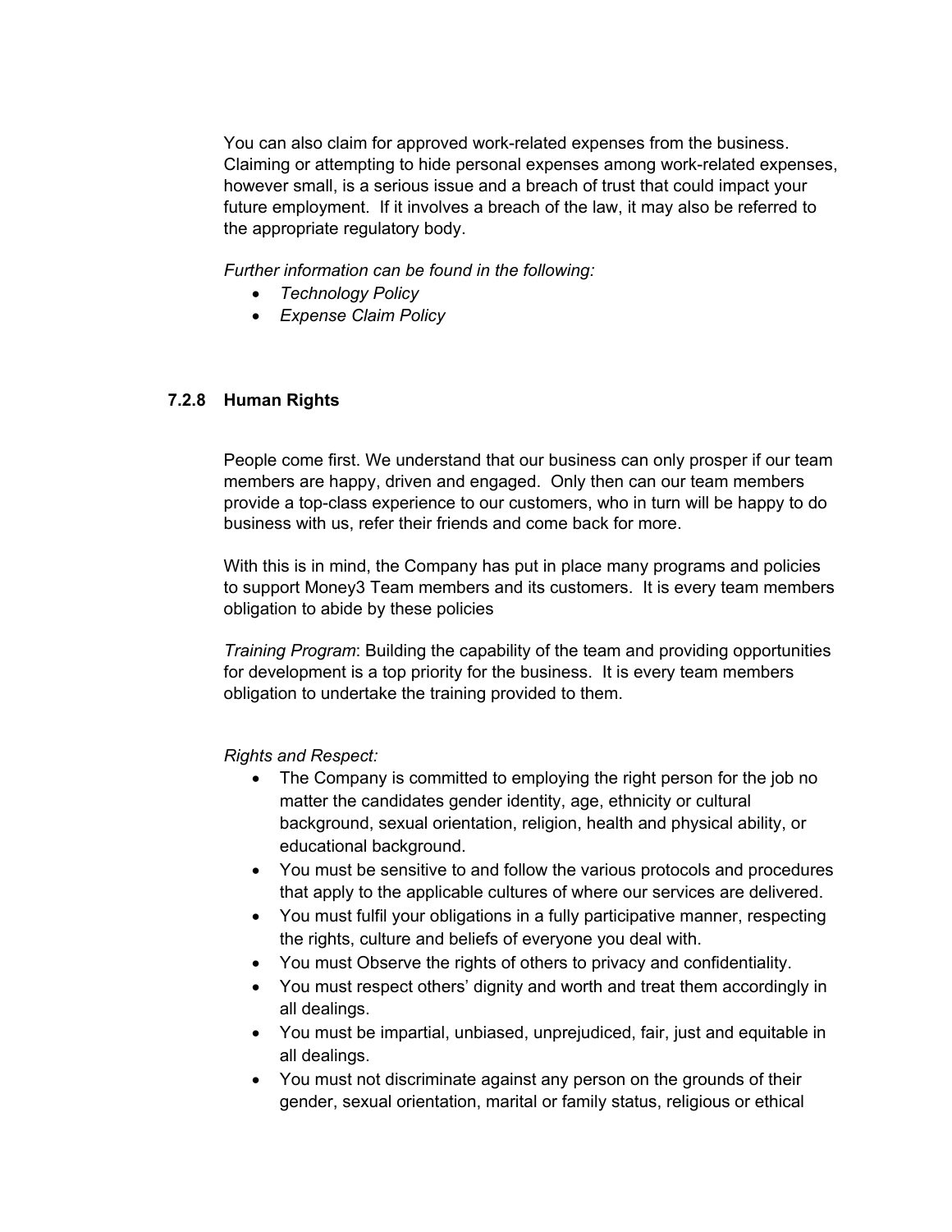You can also claim for approved work-related expenses from the business. Claiming or attempting to hide personal expenses among work-related expenses, however small, is a serious issue and a breach of trust that could impact your future employment. If it involves a breach of the law, it may also be referred to the appropriate regulatory body.

*Further information can be found in the following:*

- *Technology Policy*
- *Expense Claim Policy*

### 7.2.8 Human Rights

People come first. We understand that our business can only prosper if our team members are happy, driven and engaged. Only then can our team members provide a top-class experience to our customers, who in turn will be happy to do business with us, refer their friends and come back for more.

With this is in mind, the Company has put in place many programs and policies to support Money3 Team members and its customers. It is every team members obligation to abide by these policies

*Training Program*: Building the capability of the team and providing opportunities for development is a top priority for the business. It is every team members obligation to undertake the training provided to them.

*Rights and Respect:*

- The Company is committed to employing the right person for the job no matter the candidates gender identity, age, ethnicity or cultural background, sexual orientation, religion, health and physical ability, or educational background.
- You must be sensitive to and follow the various protocols and procedures that apply to the applicable cultures of where our services are delivered.
- You must fulfil your obligations in a fully participative manner, respecting the rights, culture and beliefs of everyone you deal with.
- You must Observe the rights of others to privacy and confidentiality.
- You must respect others' dignity and worth and treat them accordingly in all dealings.
- You must be impartial, unbiased, unprejudiced, fair, just and equitable in all dealings.
- You must not discriminate against any person on the grounds of their gender, sexual orientation, marital or family status, religious or ethical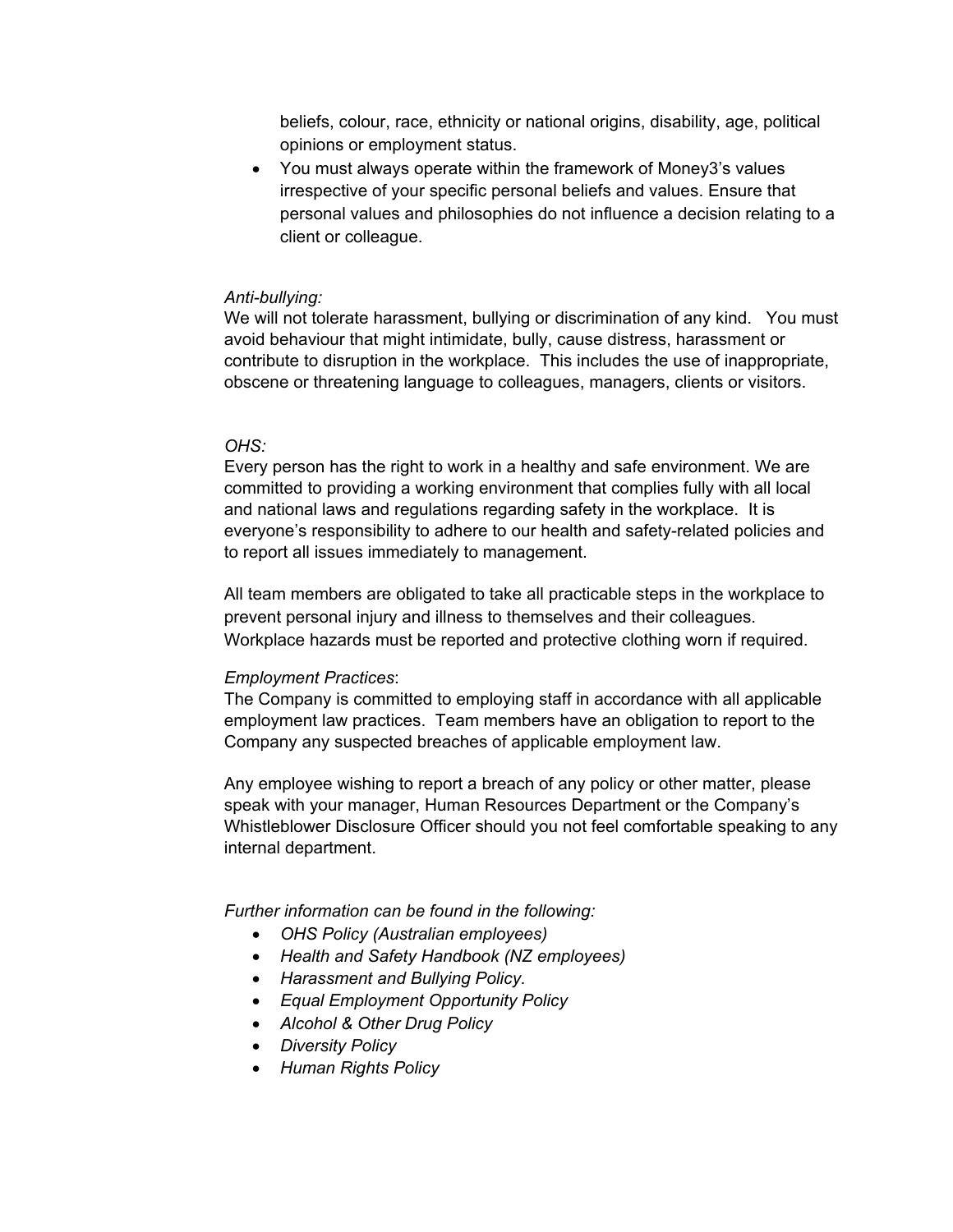beliefs, colour, race, ethnicity or national origins, disability, age, political opinions or employment status.

- You must always operate within the framework of Money3's values irrespective of your specific personal beliefs and values. Ensure that personal values and philosophies do not influence a decision relating to a client or colleague.

*Anti-bullying:*
We will not tolerate harassment, bullying or discrimination of any kind. You must avoid behaviour that might intimidate, bully, cause distress, harassment or contribute to disruption in the workplace. This includes the use of inappropriate, obscene or threatening language to colleagues, managers, clients or visitors.

*OHS:*
Every person has the right to work in a healthy and safe environment. We are committed to providing a working environment that complies fully with all local and national laws and regulations regarding safety in the workplace. It is everyone's responsibility to adhere to our health and safety-related policies and to report all issues immediately to management.

All team members are obligated to take all practicable steps in the workplace to prevent personal injury and illness to themselves and their colleagues. Workplace hazards must be reported and protective clothing worn if required.

*Employment Practices*:
The Company is committed to employing staff in accordance with all applicable employment law practices. Team members have an obligation to report to the Company any suspected breaches of applicable employment law.

Any employee wishing to report a breach of any policy or other matter, please speak with your manager, Human Resources Department or the Company's Whistleblower Disclosure Officer should you not feel comfortable speaking to any internal department.

*Further information can be found in the following:*

- *OHS Policy (Australian employees)*
- *Health and Safety Handbook (NZ employees)*
- *Harassment and Bullying Policy.*
- *Equal Employment Opportunity Policy*
- *Alcohol & Other Drug Policy*
- *Diversity Policy*
- *Human Rights Policy*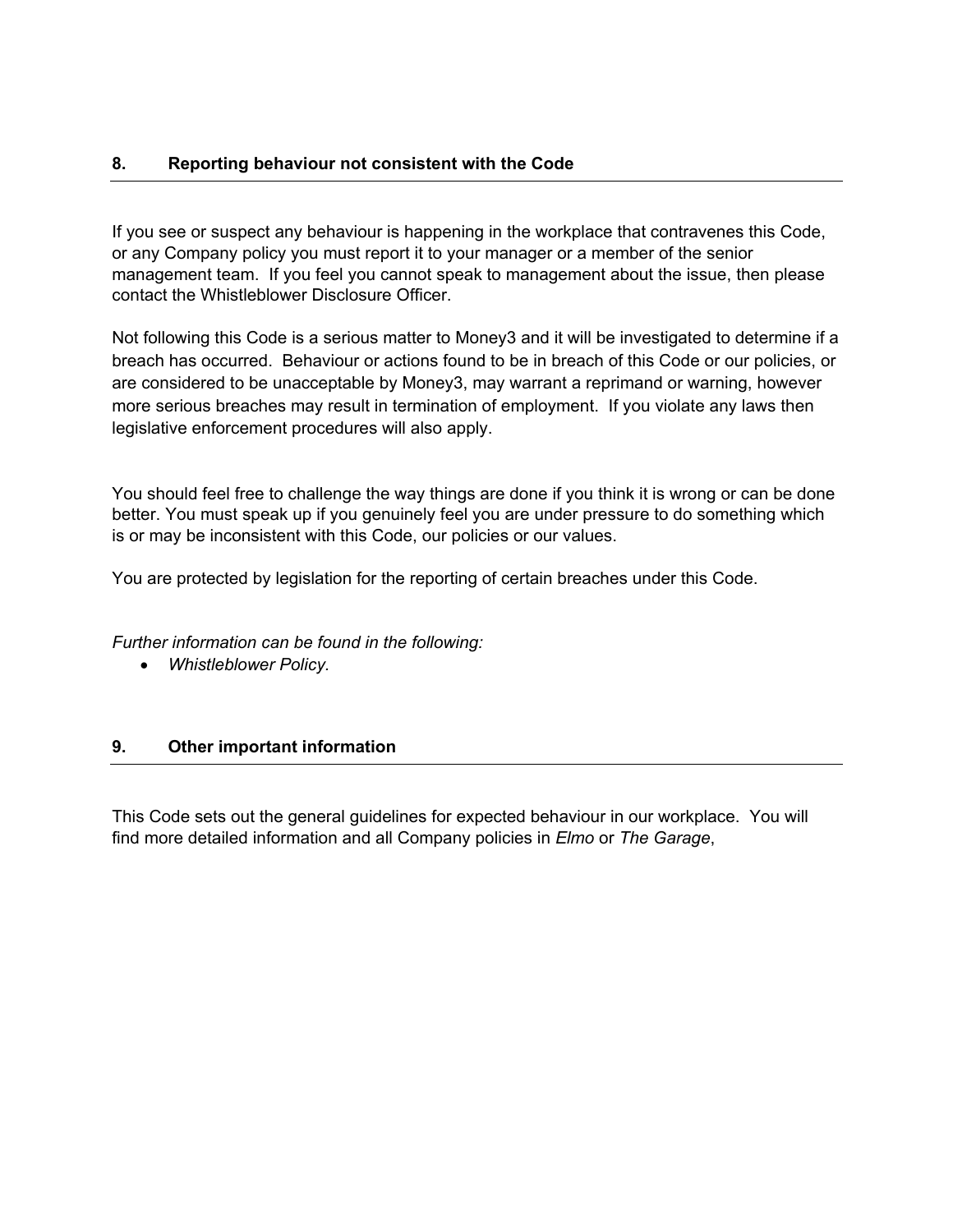## 8. Reporting behaviour not consistent with the Code

If you see or suspect any behaviour is happening in the workplace that contravenes this Code, or any Company policy you must report it to your manager or a member of the senior management team. If you feel you cannot speak to management about the issue, then please contact the Whistleblower Disclosure Officer.

Not following this Code is a serious matter to Money3 and it will be investigated to determine if a breach has occurred. Behaviour or actions found to be in breach of this Code or our policies, or are considered to be unacceptable by Money3, may warrant a reprimand or warning, however more serious breaches may result in termination of employment. If you violate any laws then legislative enforcement procedures will also apply.

You should feel free to challenge the way things are done if you think it is wrong or can be done better. You must speak up if you genuinely feel you are under pressure to do something which is or may be inconsistent with this Code, our policies or our values.

You are protected by legislation for the reporting of certain breaches under this Code.

*Further information can be found in the following:*

- *Whistleblower Policy.*

## 9. Other important information

This Code sets out the general guidelines for expected behaviour in our workplace. You will find more detailed information and all Company policies in *Elmo* or *The Garage*,